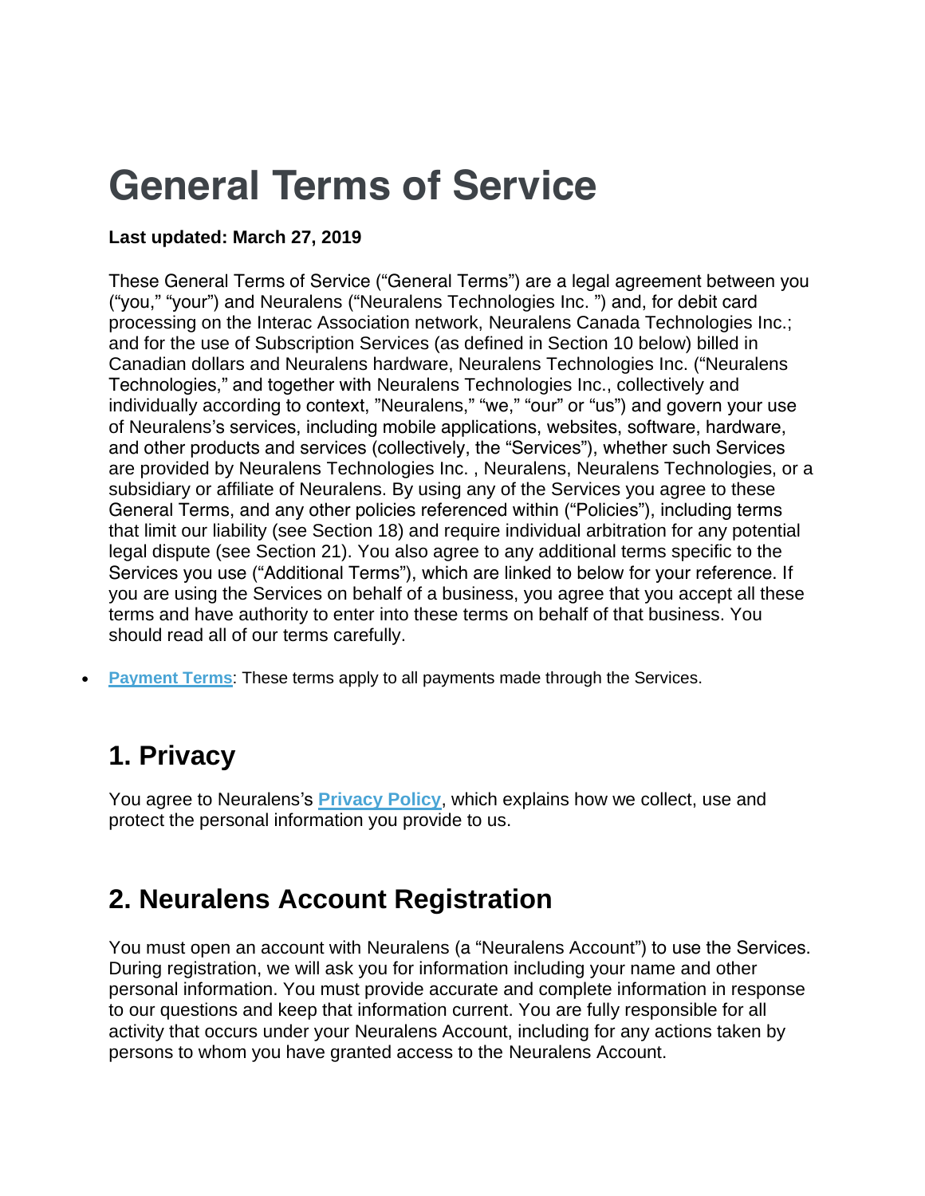# General Terms of Service

**Last updated: March 27, 2019**

These General Terms of Service ("General Terms") are a legal agreement between you ("you," "your") and Neuralens ("Neuralens Technologies Inc. ") and, for debit card processing on the Interac Association network, Neuralens Canada Technologies Inc.; and for the use of Subscription Services (as defined in Section 10 below) billed in Canadian dollars and Neuralens hardware, Neuralens Technologies Inc. ("Neuralens Technologies," and together with Neuralens Technologies Inc., collectively and individually according to context, "Neuralens," "we," "our" or "us") and govern your use of Neuralens's services, including mobile applications, websites, software, hardware, and other products and services (collectively, the "Services"), whether such Services are provided by Neuralens Technologies Inc. , Neuralens, Neuralens Technologies, or a subsidiary or affiliate of Neuralens. By using any of the Services you agree to these General Terms, and any other policies referenced within ("Policies"), including terms that limit our liability (see Section 18) and require individual arbitration for any potential legal dispute (see Section 21). You also agree to any additional terms specific to the Services you use ("Additional Terms"), which are linked to below for your reference. If you are using the Services on behalf of a business, you agree that you accept all these terms and have authority to enter into these terms on behalf of that business. You should read all of our terms carefully.

- **Payment Terms**: These terms apply to all payments made through the Services.

## 1. Privacy

You agree to Neuralens's **Privacy Policy**, which explains how we collect, use and protect the personal information you provide to us.

## 2. Neuralens Account Registration

You must open an account with Neuralens (a "Neuralens Account") to use the Services. During registration, we will ask you for information including your name and other personal information. You must provide accurate and complete information in response to our questions and keep that information current. You are fully responsible for all activity that occurs under your Neuralens Account, including for any actions taken by persons to whom you have granted access to the Neuralens Account.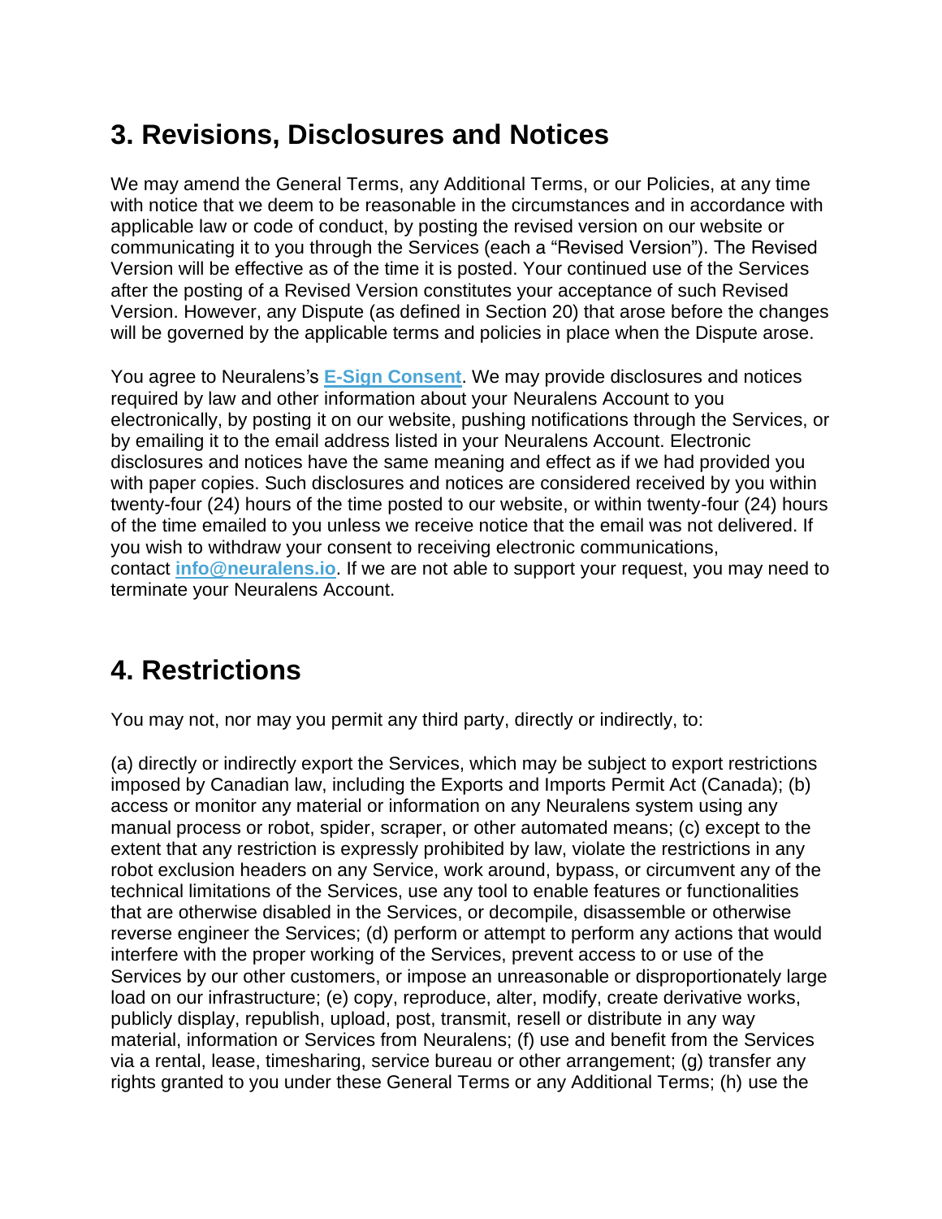## 3. Revisions, Disclosures and Notices

We may amend the General Terms, any Additional Terms, or our Policies, at any time with notice that we deem to be reasonable in the circumstances and in accordance with applicable law or code of conduct, by posting the revised version on our website or communicating it to you through the Services (each a "Revised Version"). The Revised Version will be effective as of the time it is posted. Your continued use of the Services after the posting of a Revised Version constitutes your acceptance of such Revised Version. However, any Dispute (as defined in Section 20) that arose before the changes will be governed by the applicable terms and policies in place when the Dispute arose.

You agree to Neuralens's **E-Sign Consent**. We may provide disclosures and notices required by law and other information about your Neuralens Account to you electronically, by posting it on our website, pushing notifications through the Services, or by emailing it to the email address listed in your Neuralens Account. Electronic disclosures and notices have the same meaning and effect as if we had provided you with paper copies. Such disclosures and notices are considered received by you within twenty-four (24) hours of the time posted to our website, or within twenty-four (24) hours of the time emailed to you unless we receive notice that the email was not delivered. If you wish to withdraw your consent to receiving electronic communications, contact **info@neuralens.io**. If we are not able to support your request, you may need to terminate your Neuralens Account.

## 4. Restrictions

You may not, nor may you permit any third party, directly or indirectly, to:

(a) directly or indirectly export the Services, which may be subject to export restrictions imposed by Canadian law, including the Exports and Imports Permit Act (Canada); (b) access or monitor any material or information on any Neuralens system using any manual process or robot, spider, scraper, or other automated means; (c) except to the extent that any restriction is expressly prohibited by law, violate the restrictions in any robot exclusion headers on any Service, work around, bypass, or circumvent any of the technical limitations of the Services, use any tool to enable features or functionalities that are otherwise disabled in the Services, or decompile, disassemble or otherwise reverse engineer the Services; (d) perform or attempt to perform any actions that would interfere with the proper working of the Services, prevent access to or use of the Services by our other customers, or impose an unreasonable or disproportionately large load on our infrastructure; (e) copy, reproduce, alter, modify, create derivative works, publicly display, republish, upload, post, transmit, resell or distribute in any way material, information or Services from Neuralens; (f) use and benefit from the Services via a rental, lease, timesharing, service bureau or other arrangement; (g) transfer any rights granted to you under these General Terms or any Additional Terms; (h) use the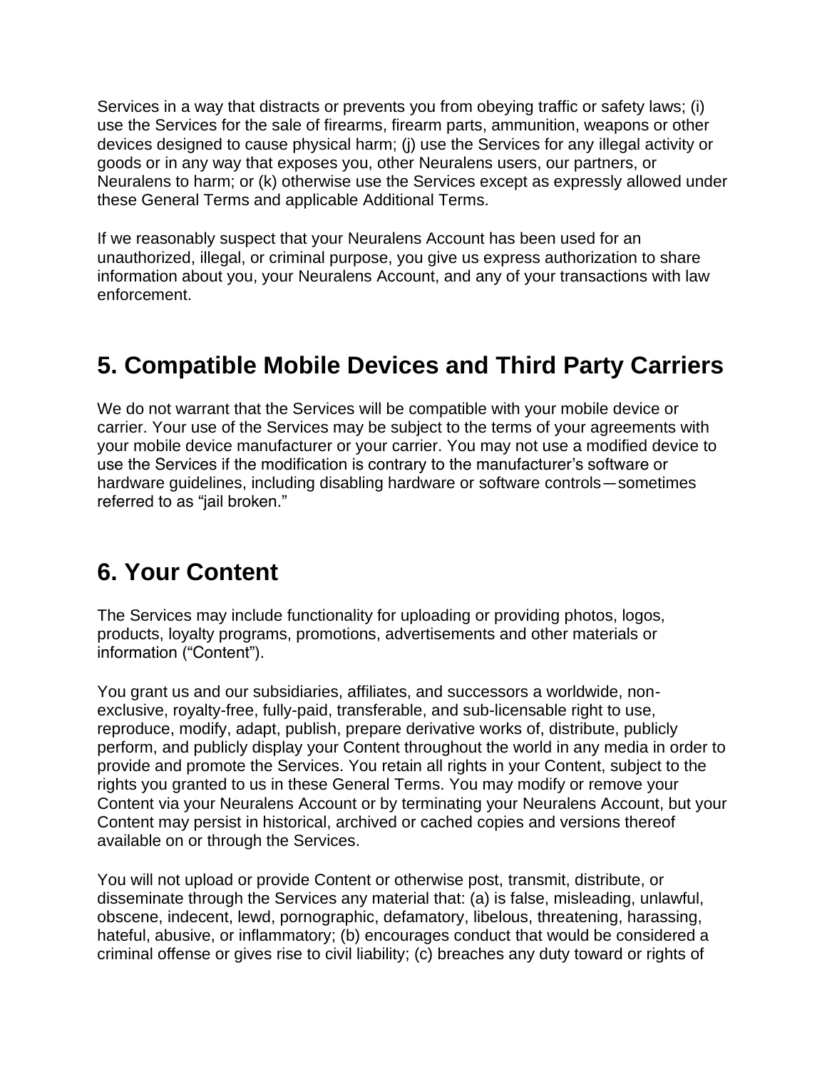Services in a way that distracts or prevents you from obeying traffic or safety laws; (i) use the Services for the sale of firearms, firearm parts, ammunition, weapons or other devices designed to cause physical harm; (j) use the Services for any illegal activity or goods or in any way that exposes you, other Neuralens users, our partners, or Neuralens to harm; or (k) otherwise use the Services except as expressly allowed under these General Terms and applicable Additional Terms.

If we reasonably suspect that your Neuralens Account has been used for an unauthorized, illegal, or criminal purpose, you give us express authorization to share information about you, your Neuralens Account, and any of your transactions with law enforcement.

## 5. Compatible Mobile Devices and Third Party Carriers

We do not warrant that the Services will be compatible with your mobile device or carrier. Your use of the Services may be subject to the terms of your agreements with your mobile device manufacturer or your carrier. You may not use a modified device to use the Services if the modification is contrary to the manufacturer's software or hardware guidelines, including disabling hardware or software controls—sometimes referred to as "jail broken."

## 6. Your Content

The Services may include functionality for uploading or providing photos, logos, products, loyalty programs, promotions, advertisements and other materials or information ("Content").

You grant us and our subsidiaries, affiliates, and successors a worldwide, non-exclusive, royalty-free, fully-paid, transferable, and sub-licensable right to use, reproduce, modify, adapt, publish, prepare derivative works of, distribute, publicly perform, and publicly display your Content throughout the world in any media in order to provide and promote the Services. You retain all rights in your Content, subject to the rights you granted to us in these General Terms. You may modify or remove your Content via your Neuralens Account or by terminating your Neuralens Account, but your Content may persist in historical, archived or cached copies and versions thereof available on or through the Services.

You will not upload or provide Content or otherwise post, transmit, distribute, or disseminate through the Services any material that: (a) is false, misleading, unlawful, obscene, indecent, lewd, pornographic, defamatory, libelous, threatening, harassing, hateful, abusive, or inflammatory; (b) encourages conduct that would be considered a criminal offense or gives rise to civil liability; (c) breaches any duty toward or rights of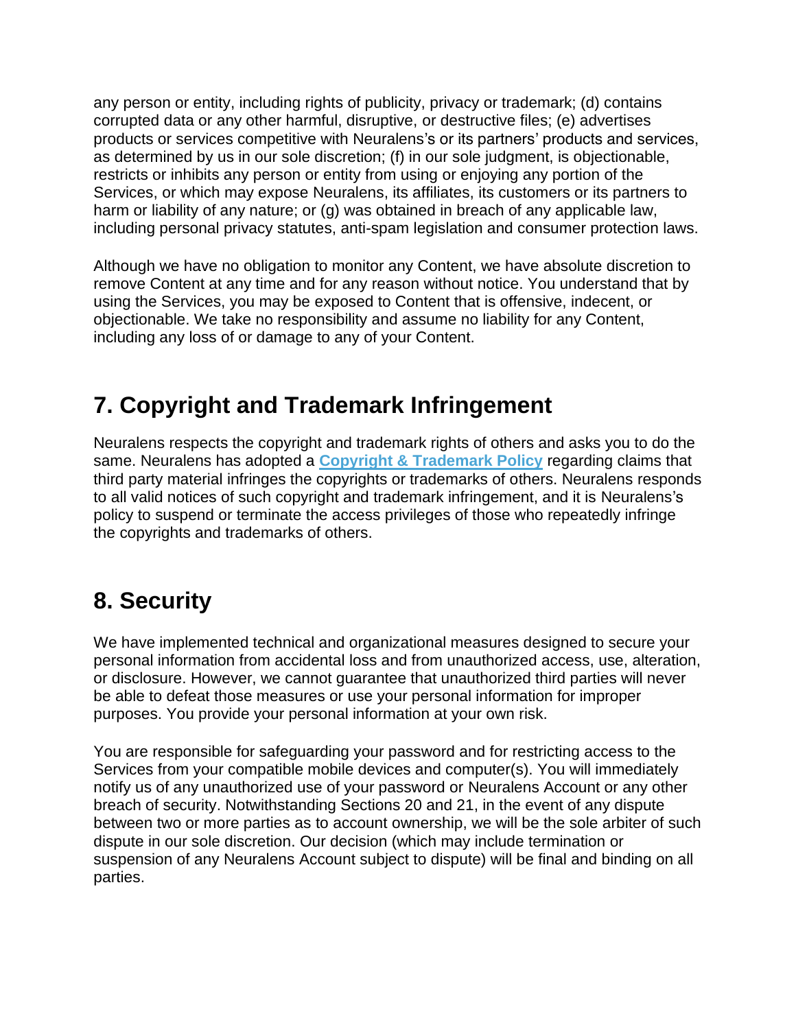any person or entity, including rights of publicity, privacy or trademark; (d) contains corrupted data or any other harmful, disruptive, or destructive files; (e) advertises products or services competitive with Neuralens's or its partners' products and services, as determined by us in our sole discretion; (f) in our sole judgment, is objectionable, restricts or inhibits any person or entity from using or enjoying any portion of the Services, or which may expose Neuralens, its affiliates, its customers or its partners to harm or liability of any nature; or (g) was obtained in breach of any applicable law, including personal privacy statutes, anti-spam legislation and consumer protection laws.

Although we have no obligation to monitor any Content, we have absolute discretion to remove Content at any time and for any reason without notice. You understand that by using the Services, you may be exposed to Content that is offensive, indecent, or objectionable. We take no responsibility and assume no liability for any Content, including any loss of or damage to any of your Content.

## 7. Copyright and Trademark Infringement

Neuralens respects the copyright and trademark rights of others and asks you to do the same. Neuralens has adopted a **Copyright & Trademark Policy** regarding claims that third party material infringes the copyrights or trademarks of others. Neuralens responds to all valid notices of such copyright and trademark infringement, and it is Neuralens's policy to suspend or terminate the access privileges of those who repeatedly infringe the copyrights and trademarks of others.

## 8. Security

We have implemented technical and organizational measures designed to secure your personal information from accidental loss and from unauthorized access, use, alteration, or disclosure. However, we cannot guarantee that unauthorized third parties will never be able to defeat those measures or use your personal information for improper purposes. You provide your personal information at your own risk.

You are responsible for safeguarding your password and for restricting access to the Services from your compatible mobile devices and computer(s). You will immediately notify us of any unauthorized use of your password or Neuralens Account or any other breach of security. Notwithstanding Sections 20 and 21, in the event of any dispute between two or more parties as to account ownership, we will be the sole arbiter of such dispute in our sole discretion. Our decision (which may include termination or suspension of any Neuralens Account subject to dispute) will be final and binding on all parties.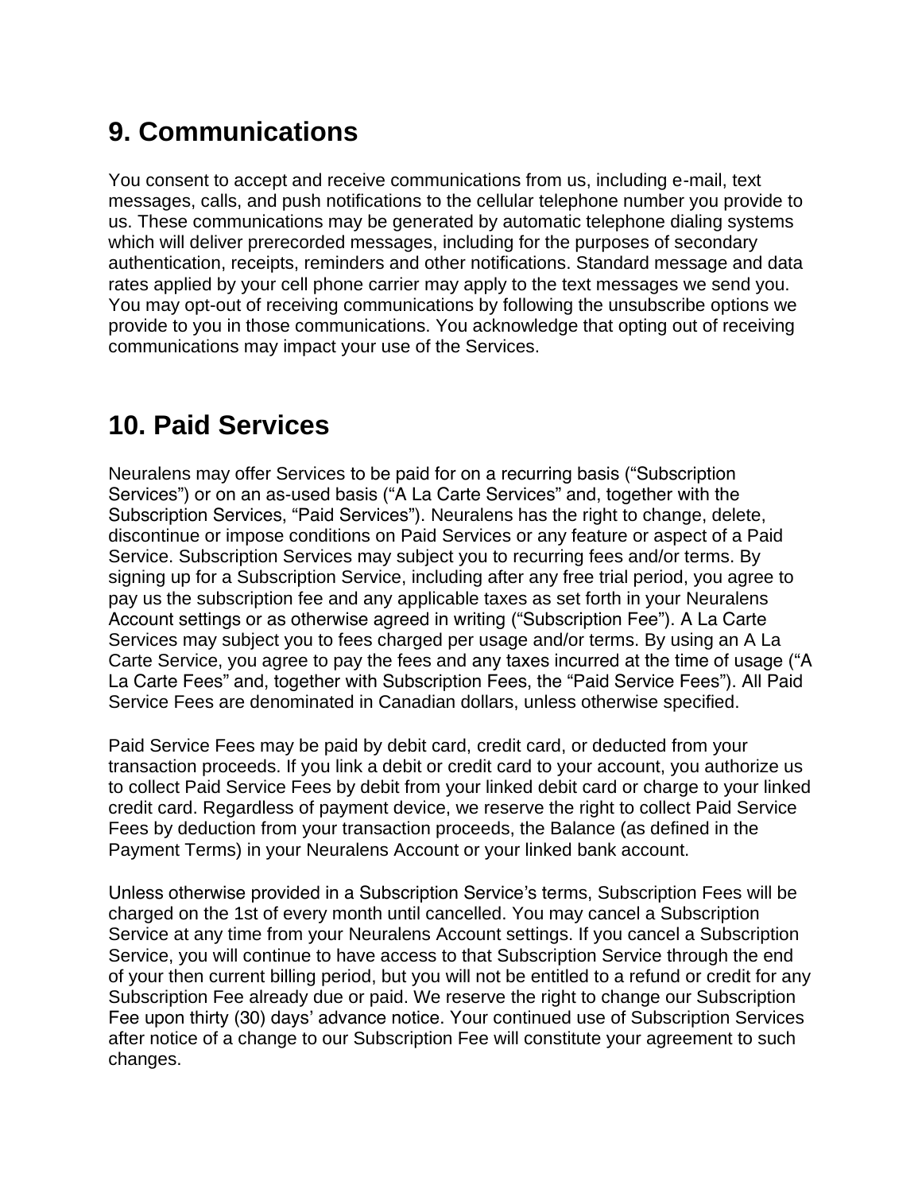## 9. Communications

You consent to accept and receive communications from us, including e-mail, text messages, calls, and push notifications to the cellular telephone number you provide to us. These communications may be generated by automatic telephone dialing systems which will deliver prerecorded messages, including for the purposes of secondary authentication, receipts, reminders and other notifications. Standard message and data rates applied by your cell phone carrier may apply to the text messages we send you. You may opt-out of receiving communications by following the unsubscribe options we provide to you in those communications. You acknowledge that opting out of receiving communications may impact your use of the Services.

## 10. Paid Services

Neuralens may offer Services to be paid for on a recurring basis ("Subscription Services") or on an as-used basis ("A La Carte Services" and, together with the Subscription Services, "Paid Services"). Neuralens has the right to change, delete, discontinue or impose conditions on Paid Services or any feature or aspect of a Paid Service. Subscription Services may subject you to recurring fees and/or terms. By signing up for a Subscription Service, including after any free trial period, you agree to pay us the subscription fee and any applicable taxes as set forth in your Neuralens Account settings or as otherwise agreed in writing ("Subscription Fee"). A La Carte Services may subject you to fees charged per usage and/or terms. By using an A La Carte Service, you agree to pay the fees and any taxes incurred at the time of usage ("A La Carte Fees" and, together with Subscription Fees, the "Paid Service Fees"). All Paid Service Fees are denominated in Canadian dollars, unless otherwise specified.

Paid Service Fees may be paid by debit card, credit card, or deducted from your transaction proceeds. If you link a debit or credit card to your account, you authorize us to collect Paid Service Fees by debit from your linked debit card or charge to your linked credit card. Regardless of payment device, we reserve the right to collect Paid Service Fees by deduction from your transaction proceeds, the Balance (as defined in the Payment Terms) in your Neuralens Account or your linked bank account.

Unless otherwise provided in a Subscription Service's terms, Subscription Fees will be charged on the 1st of every month until cancelled. You may cancel a Subscription Service at any time from your Neuralens Account settings. If you cancel a Subscription Service, you will continue to have access to that Subscription Service through the end of your then current billing period, but you will not be entitled to a refund or credit for any Subscription Fee already due or paid. We reserve the right to change our Subscription Fee upon thirty (30) days' advance notice. Your continued use of Subscription Services after notice of a change to our Subscription Fee will constitute your agreement to such changes.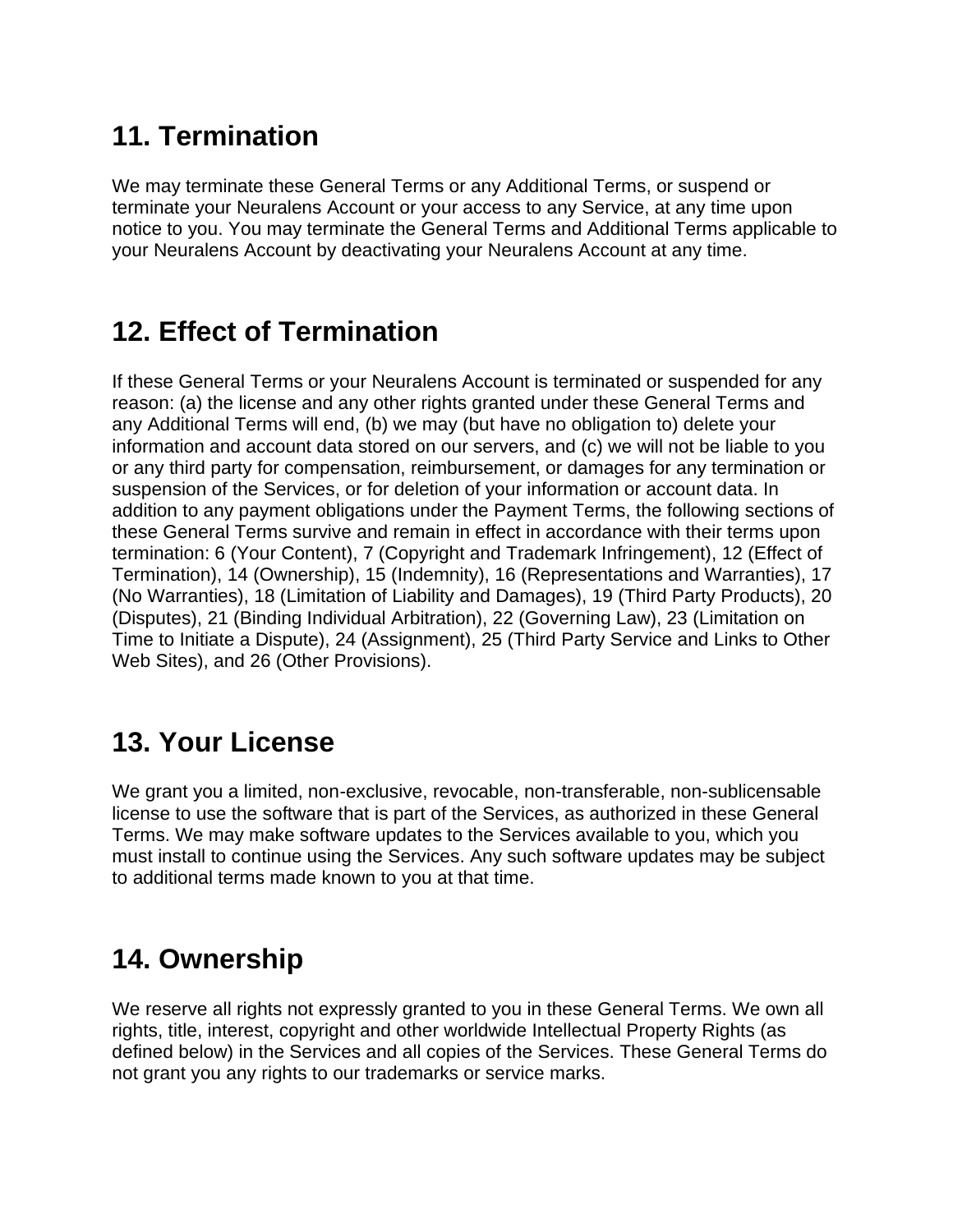## 11. Termination

We may terminate these General Terms or any Additional Terms, or suspend or terminate your Neuralens Account or your access to any Service, at any time upon notice to you. You may terminate the General Terms and Additional Terms applicable to your Neuralens Account by deactivating your Neuralens Account at any time.

## 12. Effect of Termination

If these General Terms or your Neuralens Account is terminated or suspended for any reason: (a) the license and any other rights granted under these General Terms and any Additional Terms will end, (b) we may (but have no obligation to) delete your information and account data stored on our servers, and (c) we will not be liable to you or any third party for compensation, reimbursement, or damages for any termination or suspension of the Services, or for deletion of your information or account data. In addition to any payment obligations under the Payment Terms, the following sections of these General Terms survive and remain in effect in accordance with their terms upon termination: 6 (Your Content), 7 (Copyright and Trademark Infringement), 12 (Effect of Termination), 14 (Ownership), 15 (Indemnity), 16 (Representations and Warranties), 17 (No Warranties), 18 (Limitation of Liability and Damages), 19 (Third Party Products), 20 (Disputes), 21 (Binding Individual Arbitration), 22 (Governing Law), 23 (Limitation on Time to Initiate a Dispute), 24 (Assignment), 25 (Third Party Service and Links to Other Web Sites), and 26 (Other Provisions).

## 13. Your License

We grant you a limited, non-exclusive, revocable, non-transferable, non-sublicensable license to use the software that is part of the Services, as authorized in these General Terms. We may make software updates to the Services available to you, which you must install to continue using the Services. Any such software updates may be subject to additional terms made known to you at that time.

## 14. Ownership

We reserve all rights not expressly granted to you in these General Terms. We own all rights, title, interest, copyright and other worldwide Intellectual Property Rights (as defined below) in the Services and all copies of the Services. These General Terms do not grant you any rights to our trademarks or service marks.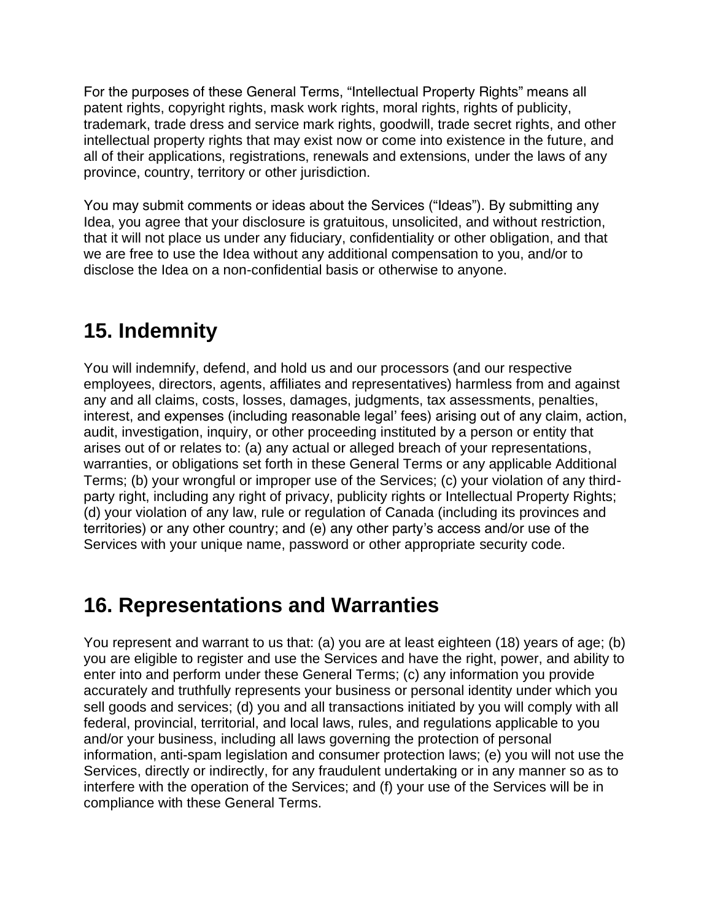For the purposes of these General Terms, "Intellectual Property Rights" means all patent rights, copyright rights, mask work rights, moral rights, rights of publicity, trademark, trade dress and service mark rights, goodwill, trade secret rights, and other intellectual property rights that may exist now or come into existence in the future, and all of their applications, registrations, renewals and extensions, under the laws of any province, country, territory or other jurisdiction.

You may submit comments or ideas about the Services ("Ideas"). By submitting any Idea, you agree that your disclosure is gratuitous, unsolicited, and without restriction, that it will not place us under any fiduciary, confidentiality or other obligation, and that we are free to use the Idea without any additional compensation to you, and/or to disclose the Idea on a non-confidential basis or otherwise to anyone.

## 15. Indemnity

You will indemnify, defend, and hold us and our processors (and our respective employees, directors, agents, affiliates and representatives) harmless from and against any and all claims, costs, losses, damages, judgments, tax assessments, penalties, interest, and expenses (including reasonable legal' fees) arising out of any claim, action, audit, investigation, inquiry, or other proceeding instituted by a person or entity that arises out of or relates to: (a) any actual or alleged breach of your representations, warranties, or obligations set forth in these General Terms or any applicable Additional Terms; (b) your wrongful or improper use of the Services; (c) your violation of any third-party right, including any right of privacy, publicity rights or Intellectual Property Rights; (d) your violation of any law, rule or regulation of Canada (including its provinces and territories) or any other country; and (e) any other party's access and/or use of the Services with your unique name, password or other appropriate security code.

## 16. Representations and Warranties

You represent and warrant to us that: (a) you are at least eighteen (18) years of age; (b) you are eligible to register and use the Services and have the right, power, and ability to enter into and perform under these General Terms; (c) any information you provide accurately and truthfully represents your business or personal identity under which you sell goods and services; (d) you and all transactions initiated by you will comply with all federal, provincial, territorial, and local laws, rules, and regulations applicable to you and/or your business, including all laws governing the protection of personal information, anti-spam legislation and consumer protection laws; (e) you will not use the Services, directly or indirectly, for any fraudulent undertaking or in any manner so as to interfere with the operation of the Services; and (f) your use of the Services will be in compliance with these General Terms.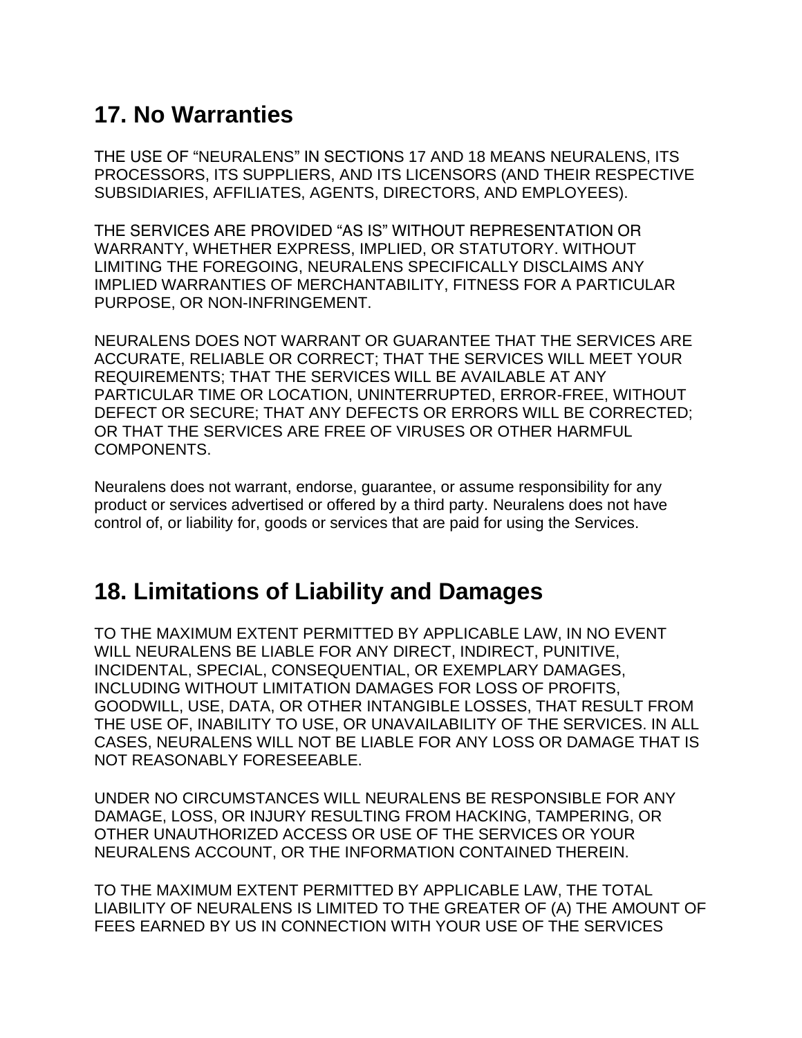## 17. No Warranties

THE USE OF "NEURALENS" IN SECTIONS 17 AND 18 MEANS NEURALENS, ITS PROCESSORS, ITS SUPPLIERS, AND ITS LICENSORS (AND THEIR RESPECTIVE SUBSIDIARIES, AFFILIATES, AGENTS, DIRECTORS, AND EMPLOYEES).

THE SERVICES ARE PROVIDED "AS IS" WITHOUT REPRESENTATION OR WARRANTY, WHETHER EXPRESS, IMPLIED, OR STATUTORY. WITHOUT LIMITING THE FOREGOING, NEURALENS SPECIFICALLY DISCLAIMS ANY IMPLIED WARRANTIES OF MERCHANTABILITY, FITNESS FOR A PARTICULAR PURPOSE, OR NON-INFRINGEMENT.

NEURALENS DOES NOT WARRANT OR GUARANTEE THAT THE SERVICES ARE ACCURATE, RELIABLE OR CORRECT; THAT THE SERVICES WILL MEET YOUR REQUIREMENTS; THAT THE SERVICES WILL BE AVAILABLE AT ANY PARTICULAR TIME OR LOCATION, UNINTERRUPTED, ERROR-FREE, WITHOUT DEFECT OR SECURE; THAT ANY DEFECTS OR ERRORS WILL BE CORRECTED; OR THAT THE SERVICES ARE FREE OF VIRUSES OR OTHER HARMFUL COMPONENTS.

Neuralens does not warrant, endorse, guarantee, or assume responsibility for any product or services advertised or offered by a third party. Neuralens does not have control of, or liability for, goods or services that are paid for using the Services.

## 18. Limitations of Liability and Damages

TO THE MAXIMUM EXTENT PERMITTED BY APPLICABLE LAW, IN NO EVENT WILL NEURALENS BE LIABLE FOR ANY DIRECT, INDIRECT, PUNITIVE, INCIDENTAL, SPECIAL, CONSEQUENTIAL, OR EXEMPLARY DAMAGES, INCLUDING WITHOUT LIMITATION DAMAGES FOR LOSS OF PROFITS, GOODWILL, USE, DATA, OR OTHER INTANGIBLE LOSSES, THAT RESULT FROM THE USE OF, INABILITY TO USE, OR UNAVAILABILITY OF THE SERVICES. IN ALL CASES, NEURALENS WILL NOT BE LIABLE FOR ANY LOSS OR DAMAGE THAT IS NOT REASONABLY FORESEEABLE.

UNDER NO CIRCUMSTANCES WILL NEURALENS BE RESPONSIBLE FOR ANY DAMAGE, LOSS, OR INJURY RESULTING FROM HACKING, TAMPERING, OR OTHER UNAUTHORIZED ACCESS OR USE OF THE SERVICES OR YOUR NEURALENS ACCOUNT, OR THE INFORMATION CONTAINED THEREIN.

TO THE MAXIMUM EXTENT PERMITTED BY APPLICABLE LAW, THE TOTAL LIABILITY OF NEURALENS IS LIMITED TO THE GREATER OF (A) THE AMOUNT OF FEES EARNED BY US IN CONNECTION WITH YOUR USE OF THE SERVICES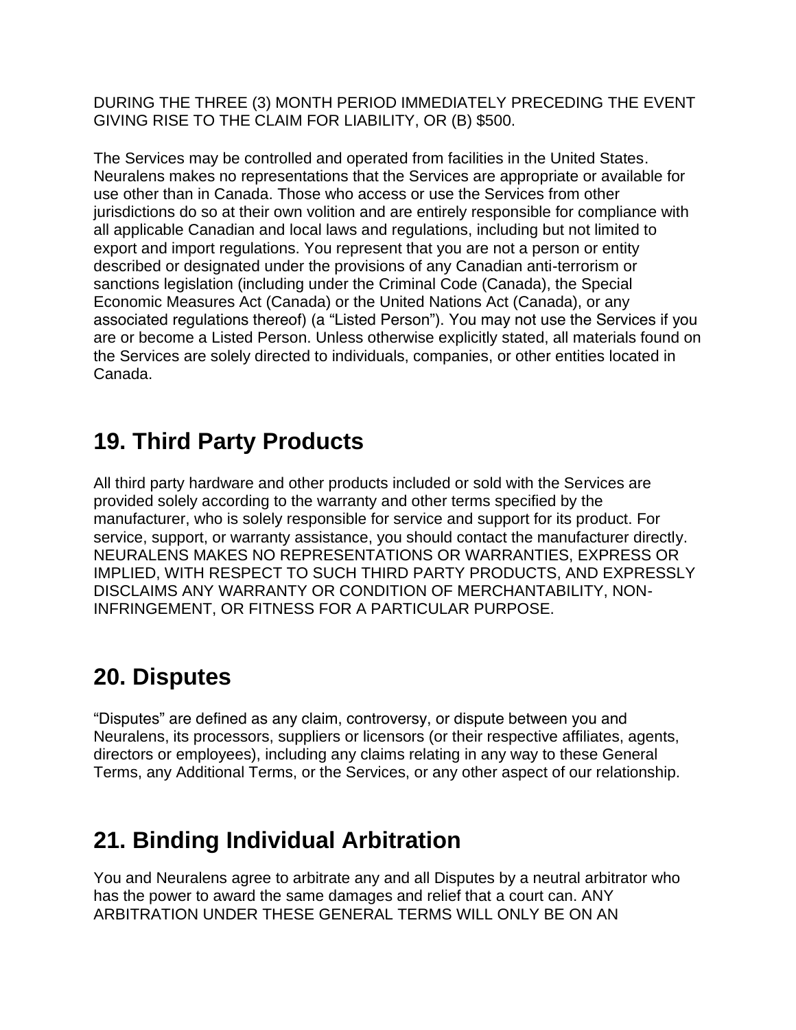DURING THE THREE (3) MONTH PERIOD IMMEDIATELY PRECEDING THE EVENT GIVING RISE TO THE CLAIM FOR LIABILITY, OR (B) $500.

The Services may be controlled and operated from facilities in the United States. Neuralens makes no representations that the Services are appropriate or available for use other than in Canada. Those who access or use the Services from other jurisdictions do so at their own volition and are entirely responsible for compliance with all applicable Canadian and local laws and regulations, including but not limited to export and import regulations. You represent that you are not a person or entity described or designated under the provisions of any Canadian anti-terrorism or sanctions legislation (including under the Criminal Code (Canada), the Special Economic Measures Act (Canada) or the United Nations Act (Canada), or any associated regulations thereof) (a “Listed Person”). You may not use the Services if you are or become a Listed Person. Unless otherwise explicitly stated, all materials found on the Services are solely directed to individuals, companies, or other entities located in Canada.

## 19. Third Party Products

All third party hardware and other products included or sold with the Services are provided solely according to the warranty and other terms specified by the manufacturer, who is solely responsible for service and support for its product. For service, support, or warranty assistance, you should contact the manufacturer directly. NEURALENS MAKES NO REPRESENTATIONS OR WARRANTIES, EXPRESS OR IMPLIED, WITH RESPECT TO SUCH THIRD PARTY PRODUCTS, AND EXPRESSLY DISCLAIMS ANY WARRANTY OR CONDITION OF MERCHANTABILITY, NON-INFRINGEMENT, OR FITNESS FOR A PARTICULAR PURPOSE.

## 20. Disputes

“Disputes” are defined as any claim, controversy, or dispute between you and Neuralens, its processors, suppliers or licensors (or their respective affiliates, agents, directors or employees), including any claims relating in any way to these General Terms, any Additional Terms, or the Services, or any other aspect of our relationship.

## 21. Binding Individual Arbitration

You and Neuralens agree to arbitrate any and all Disputes by a neutral arbitrator who has the power to award the same damages and relief that a court can. ANY ARBITRATION UNDER THESE GENERAL TERMS WILL ONLY BE ON AN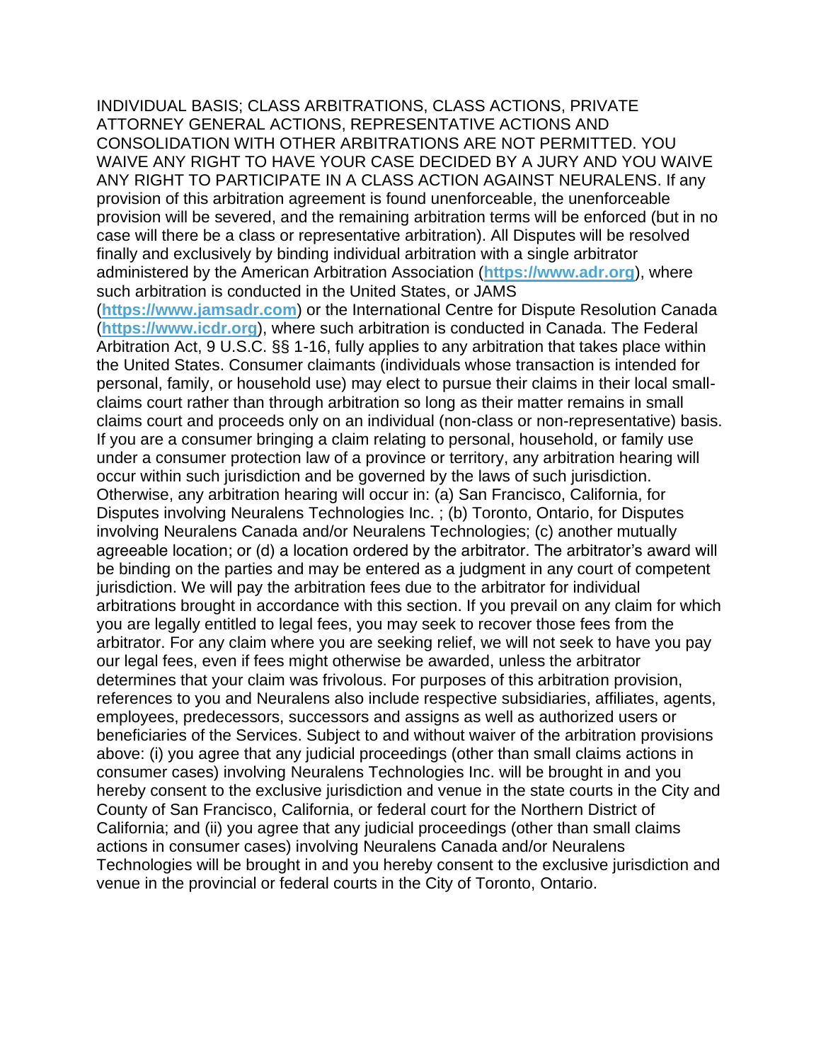INDIVIDUAL BASIS; CLASS ARBITRATIONS, CLASS ACTIONS, PRIVATE ATTORNEY GENERAL ACTIONS, REPRESENTATIVE ACTIONS AND CONSOLIDATION WITH OTHER ARBITRATIONS ARE NOT PERMITTED. YOU WAIVE ANY RIGHT TO HAVE YOUR CASE DECIDED BY A JURY AND YOU WAIVE ANY RIGHT TO PARTICIPATE IN A CLASS ACTION AGAINST NEURALENS. If any provision of this arbitration agreement is found unenforceable, the unenforceable provision will be severed, and the remaining arbitration terms will be enforced (but in no case will there be a class or representative arbitration). All Disputes will be resolved finally and exclusively by binding individual arbitration with a single arbitrator administered by the American Arbitration Association (**https://www.adr.org**), where such arbitration is conducted in the United States, or JAMS (**https://www.jamsadr.com**) or the International Centre for Dispute Resolution Canada (**https://www.icdr.org**), where such arbitration is conducted in Canada. The Federal Arbitration Act, 9 U.S.C. §§ 1-16, fully applies to any arbitration that takes place within the United States. Consumer claimants (individuals whose transaction is intended for personal, family, or household use) may elect to pursue their claims in their local small-claims court rather than through arbitration so long as their matter remains in small claims court and proceeds only on an individual (non-class or non-representative) basis. If you are a consumer bringing a claim relating to personal, household, or family use under a consumer protection law of a province or territory, any arbitration hearing will occur within such jurisdiction and be governed by the laws of such jurisdiction. Otherwise, any arbitration hearing will occur in: (a) San Francisco, California, for Disputes involving Neuralens Technologies Inc. ; (b) Toronto, Ontario, for Disputes involving Neuralens Canada and/or Neuralens Technologies; (c) another mutually agreeable location; or (d) a location ordered by the arbitrator. The arbitrator's award will be binding on the parties and may be entered as a judgment in any court of competent jurisdiction. We will pay the arbitration fees due to the arbitrator for individual arbitrations brought in accordance with this section. If you prevail on any claim for which you are legally entitled to legal fees, you may seek to recover those fees from the arbitrator. For any claim where you are seeking relief, we will not seek to have you pay our legal fees, even if fees might otherwise be awarded, unless the arbitrator determines that your claim was frivolous. For purposes of this arbitration provision, references to you and Neuralens also include respective subsidiaries, affiliates, agents, employees, predecessors, successors and assigns as well as authorized users or beneficiaries of the Services. Subject to and without waiver of the arbitration provisions above: (i) you agree that any judicial proceedings (other than small claims actions in consumer cases) involving Neuralens Technologies Inc. will be brought in and you hereby consent to the exclusive jurisdiction and venue in the state courts in the City and County of San Francisco, California, or federal court for the Northern District of California; and (ii) you agree that any judicial proceedings (other than small claims actions in consumer cases) involving Neuralens Canada and/or Neuralens Technologies will be brought in and you hereby consent to the exclusive jurisdiction and venue in the provincial or federal courts in the City of Toronto, Ontario.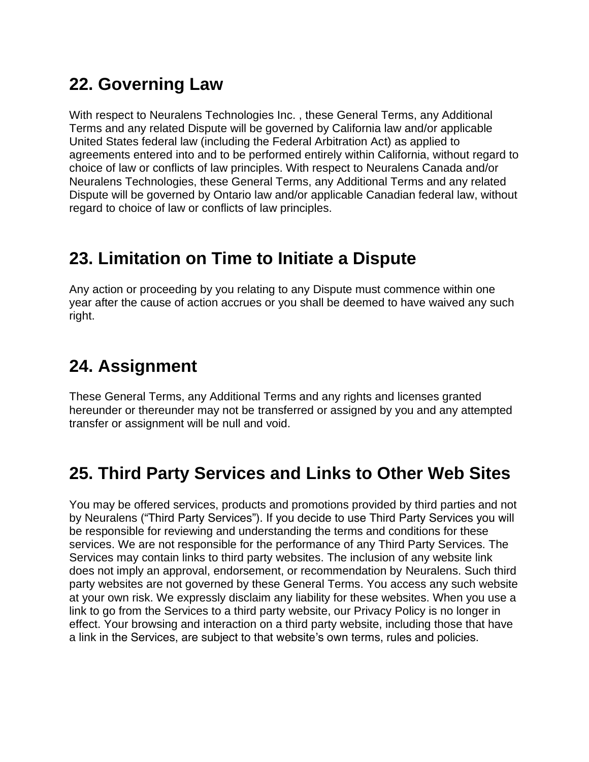## 22. Governing Law

With respect to Neuralens Technologies Inc. , these General Terms, any Additional Terms and any related Dispute will be governed by California law and/or applicable United States federal law (including the Federal Arbitration Act) as applied to agreements entered into and to be performed entirely within California, without regard to choice of law or conflicts of law principles. With respect to Neuralens Canada and/or Neuralens Technologies, these General Terms, any Additional Terms and any related Dispute will be governed by Ontario law and/or applicable Canadian federal law, without regard to choice of law or conflicts of law principles.

## 23. Limitation on Time to Initiate a Dispute

Any action or proceeding by you relating to any Dispute must commence within one year after the cause of action accrues or you shall be deemed to have waived any such right.

## 24. Assignment

These General Terms, any Additional Terms and any rights and licenses granted hereunder or thereunder may not be transferred or assigned by you and any attempted transfer or assignment will be null and void.

## 25. Third Party Services and Links to Other Web Sites

You may be offered services, products and promotions provided by third parties and not by Neuralens ("Third Party Services"). If you decide to use Third Party Services you will be responsible for reviewing and understanding the terms and conditions for these services. We are not responsible for the performance of any Third Party Services. The Services may contain links to third party websites. The inclusion of any website link does not imply an approval, endorsement, or recommendation by Neuralens. Such third party websites are not governed by these General Terms. You access any such website at your own risk. We expressly disclaim any liability for these websites. When you use a link to go from the Services to a third party website, our Privacy Policy is no longer in effect. Your browsing and interaction on a third party website, including those that have a link in the Services, are subject to that website's own terms, rules and policies.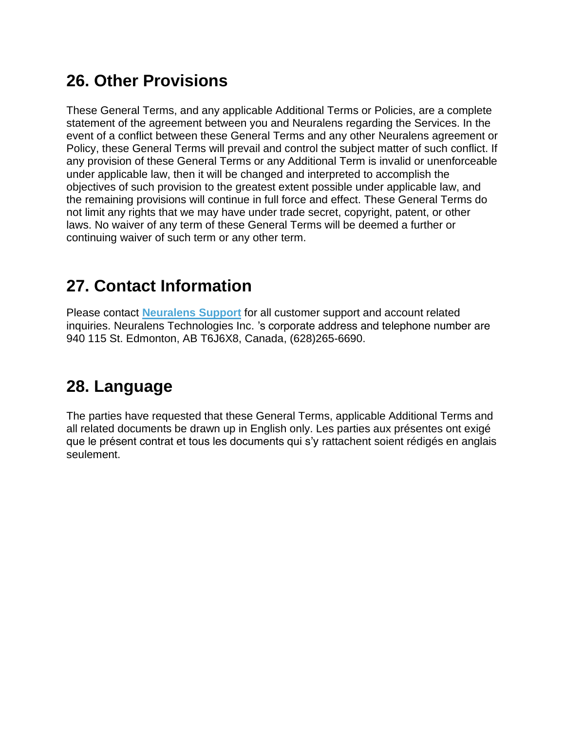## 26. Other Provisions

These General Terms, and any applicable Additional Terms or Policies, are a complete statement of the agreement between you and Neuralens regarding the Services. In the event of a conflict between these General Terms and any other Neuralens agreement or Policy, these General Terms will prevail and control the subject matter of such conflict. If any provision of these General Terms or any Additional Term is invalid or unenforceable under applicable law, then it will be changed and interpreted to accomplish the objectives of such provision to the greatest extent possible under applicable law, and the remaining provisions will continue in full force and effect. These General Terms do not limit any rights that we may have under trade secret, copyright, patent, or other laws. No waiver of any term of these General Terms will be deemed a further or continuing waiver of such term or any other term.

## 27. Contact Information

Please contact **Neuralens Support** for all customer support and account related inquiries. Neuralens Technologies Inc. ’s corporate address and telephone number are 940 115 St. Edmonton, AB T6J6X8, Canada, (628)265-6690.

## 28. Language

The parties have requested that these General Terms, applicable Additional Terms and all related documents be drawn up in English only. Les parties aux présentes ont exigé que le présent contrat et tous les documents qui s’y rattachent soient rédigés en anglais seulement.